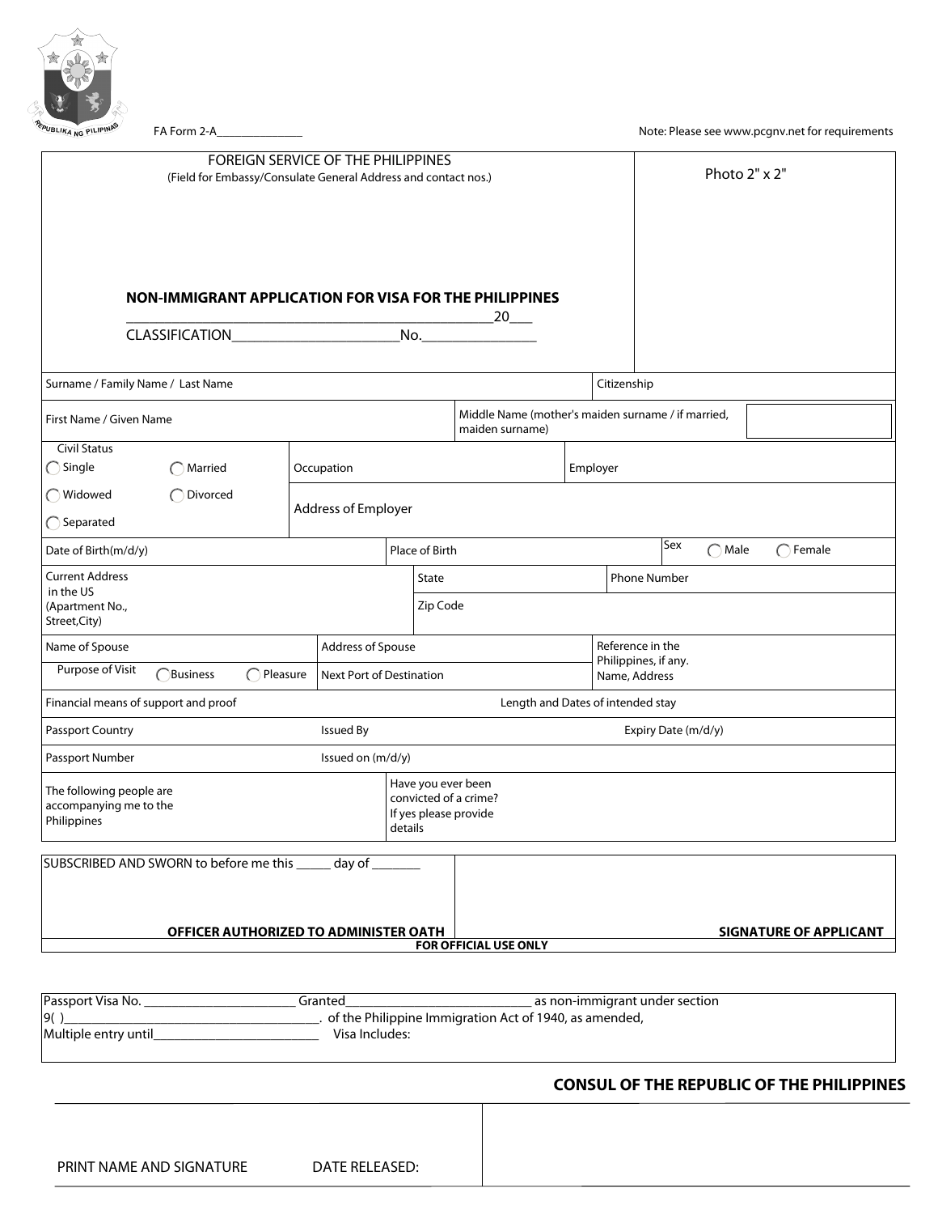REPUBLIKA NG PILIPINAS

FA Form 2-A______________

Note: Please see www.pcgnv.net for requirements

FOREIGN SERVICE OF THE PHILIPPINES
(Field for Embassy/Consulate General Address and contact nos.)

Photo 2" x 2"

## NON-IMMIGRANT APPLICATION FOR VISA FOR THE PHILIPPINES

______________________________________________20___

CLASSIFICATION______________________No._______________

| | | | |
|---|---|---|---|
| Surname / Family Name / Last Name | | | Citizenship |
| First Name / Given Name | | Middle Name (mother's maiden surname / if married, maiden surname) | |
| Civil Status<br>◯ Single ◯ Married<br>◯ Widowed ◯ Divorced<br>◯ Separated | Occupation | Employer | |
| | Address of Employer | | |
| Date of Birth(m/d/y) | Place of Birth | Sex ◯ Male ◯ Female | |
| Current Address in the US (Apartment No., Street,City) | State | Phone Number | |
| | Zip Code | | |
| Name of Spouse | Address of Spouse | Reference in the Philippines, if any. Name, Address | |
| Purpose of Visit ◯Business ◯ Pleasure | Next Port of Destination | | |
| Financial means of support and proof | | Length and Dates of intended stay | |
| Passport Country | Issued By | Expiry Date (m/d/y) | |
| Passport Number | Issued on (m/d/y) | | |
| The following people are accompanying me to the Philippines | Have you ever been convicted of a crime? If yes please provide details | | |

| | |
|---|---|
| SUBSCRIBED AND SWORN to before me this _____ day of _______ | |
| **OFFICER AUTHORIZED TO ADMINISTER OATH** | **SIGNATURE OF APPLICANT** |

**FOR OFFICIAL USE ONLY**

Passport Visa No. ______________________ Granted___________________________ as non-immigrant under section 9( )____________________________________. of the Philippine Immigration Act of 1940, as amended,
Multiple entry until________________________ Visa Includes:

**CONSUL OF THE REPUBLIC OF THE PHILIPPINES**

PRINT NAME AND SIGNATURE DATE RELEASED: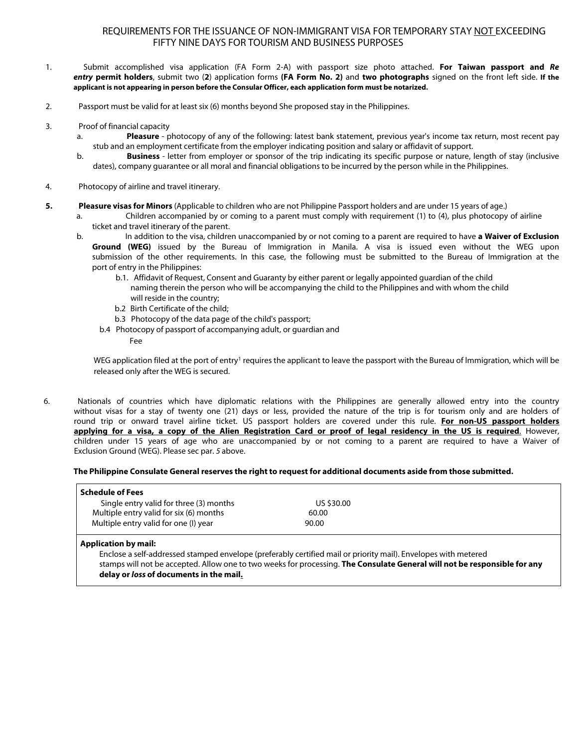# REQUIREMENTS FOR THE ISSUANCE OF NON-IMMIGRANT VISA FOR TEMPORARY STAY NOT EXCEEDING FIFTY NINE DAYS FOR TOURISM AND BUSINESS PURPOSES

1. Submit accomplished visa application (FA Form 2-A) with passport size photo attached. **For Taiwan passport and *Re entry* permit holders**, submit two (**2**) application forms **(FA Form No. 2)** and **two photographs** signed on the front left side. **If the applicant is not appearing in person before the Consular Officer, each application form must be notarized.**

2. Passport must be valid for at least six (6) months beyond She proposed stay in the Philippines.

3. Proof of financial capacity
   a. **Pleasure** - photocopy of any of the following: latest bank statement, previous year's income tax return, most recent pay stub and an employment certificate from the employer indicating position and salary or affidavit of support.
   b. **Business** - letter from employer or sponsor of the trip indicating its specific purpose or nature, length of stay (inclusive dates), company guarantee or all moral and financial obligations to be incurred by the person while in the Philippines.

4. Photocopy of airline and travel itinerary.

5. **Pleasure visas for Minors** (Applicable to children who are not Philippine Passport holders and are under 15 years of age.)
   a. Children accompanied by or coming to a parent must comply with requirement (1) to (4), plus photocopy of airline ticket and travel itinerary of the parent.
   b. In addition to the visa, children unaccompanied by or not coming to a parent are required to have **a Waiver of Exclusion Ground (WEG)** issued by the Bureau of Immigration in Manila. A visa is issued even without the WEG upon submission of the other requirements. In this case, the following must be submitted to the Bureau of Immigration at the port of entry in the Philippines:
      - b.1. Affidavit of Request, Consent and Guaranty by either parent or legally appointed guardian of the child naming therein the person who will be accompanying the child to the Philippines and with whom the child will reside in the country;
      - b.2 Birth Certificate of the child;
      - b.3 Photocopy of the data page of the child's passport;
      - b.4 Photocopy of passport of accompanying adult, or guardian and Fee

   WEG application filed at the port of entry[1] requires the applicant to leave the passport with the Bureau of Immigration, which will be released only after the WEG is secured.

6. Nationals of countries which have diplomatic relations with the Philippines are generally allowed entry into the country without visas for a stay of twenty one (21) days or less, provided the nature of the trip is for tourism only and are holders of round trip or onward travel airline ticket. US passport holders are covered under this rule. **For non-US passport holders applying for a visa, a copy of the Alien Registration Card or proof of legal residency in the US is required**. However, children under 15 years of age who are unaccompanied by or not coming to a parent are required to have a Waiver of Exclusion Ground (WEG). Please sec par. *5* above.

**The Philippine Consulate General reserves the right to request for additional documents aside from those submitted.**

**Schedule of Fees**

| | |
|---|---|
| Single entry valid for three (3) months | US $30.00 |
| Multiple entry valid for six (6) months | 60.00 |
| Multiple entry valid for one (I) year | 90.00 |

**Application by mail:**

Enclose a self-addressed stamped envelope (preferably certified mail or priority mail). Envelopes with metered stamps will not be accepted. Allow one to two weeks for processing. **The Consulate General will not be responsible for any delay or *loss* of documents in the mail.**